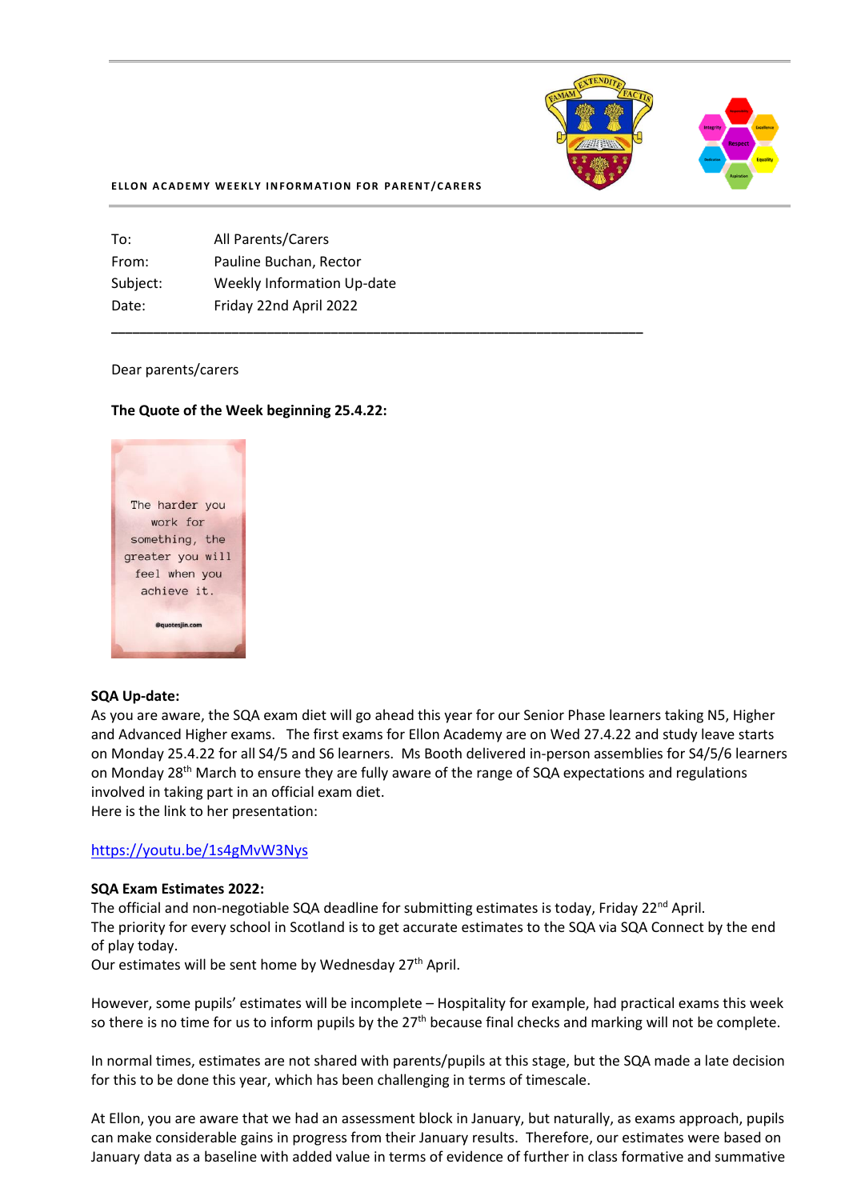ELLON ACADEMY WEEKLY INFORMATION FOR PARENT/CARERS

| | |
|---|---|
| To: | All Parents/Carers |
| From: | Pauline Buchan, Rector |
| Subject: | Weekly Information Up-date |
| Date: | Friday 22nd April 2022 |

Dear parents/carers

**The Quote of the Week beginning 25.4.22:**

The harder you work for something, the greater you will feel when you achieve it.

@quotesjin.com

**SQA Up-date:**

As you are aware, the SQA exam diet will go ahead this year for our Senior Phase learners taking N5, Higher and Advanced Higher exams. The first exams for Ellon Academy are on Wed 27.4.22 and study leave starts on Monday 25.4.22 for all S4/5 and S6 learners. Ms Booth delivered in-person assemblies for S4/5/6 learners on Monday 28th March to ensure they are fully aware of the range of SQA expectations and regulations involved in taking part in an official exam diet.

Here is the link to her presentation:

https://youtu.be/1s4gMvW3Nys

**SQA Exam Estimates 2022:**

The official and non-negotiable SQA deadline for submitting estimates is today, Friday 22nd April.

The priority for every school in Scotland is to get accurate estimates to the SQA via SQA Connect by the end of play today.

Our estimates will be sent home by Wednesday 27th April.

However, some pupils' estimates will be incomplete – Hospitality for example, had practical exams this week so there is no time for us to inform pupils by the 27th because final checks and marking will not be complete.

In normal times, estimates are not shared with parents/pupils at this stage, but the SQA made a late decision for this to be done this year, which has been challenging in terms of timescale.

At Ellon, you are aware that we had an assessment block in January, but naturally, as exams approach, pupils can make considerable gains in progress from their January results. Therefore, our estimates were based on January data as a baseline with added value in terms of evidence of further in class formative and summative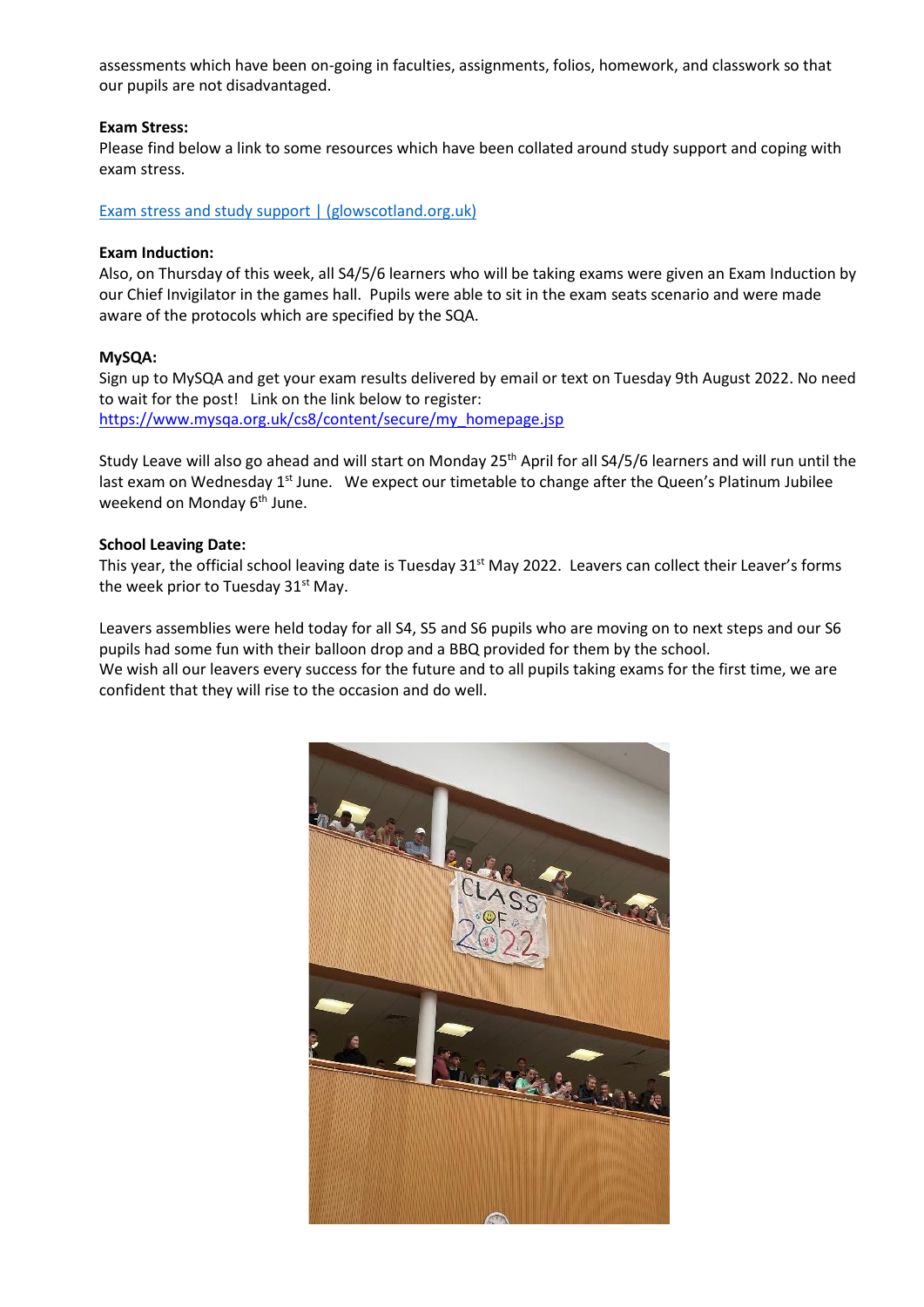assessments which have been on-going in faculties, assignments, folios, homework, and classwork so that our pupils are not disadvantaged.

**Exam Stress:**

Please find below a link to some resources which have been collated around study support and coping with exam stress.

[Exam stress and study support | (glowscotland.org.uk)]

**Exam Induction:**

Also, on Thursday of this week, all S4/5/6 learners who will be taking exams were given an Exam Induction by our Chief Invigilator in the games hall. Pupils were able to sit in the exam seats scenario and were made aware of the protocols which are specified by the SQA.

**MySQA:**

Sign up to MySQA and get your exam results delivered by email or text on Tuesday 9th August 2022. No need to wait for the post! Link on the link below to register:
https://www.mysqa.org.uk/cs8/content/secure/my_homepage.jsp

Study Leave will also go ahead and will start on Monday 25th April for all S4/5/6 learners and will run until the last exam on Wednesday 1st June. We expect our timetable to change after the Queen's Platinum Jubilee weekend on Monday 6th June.

**School Leaving Date:**

This year, the official school leaving date is Tuesday 31st May 2022. Leavers can collect their Leaver's forms the week prior to Tuesday 31st May.

Leavers assemblies were held today for all S4, S5 and S6 pupils who are moving on to next steps and our S6 pupils had some fun with their balloon drop and a BBQ provided for them by the school.
We wish all our leavers every success for the future and to all pupils taking exams for the first time, we are confident that they will rise to the occasion and do well.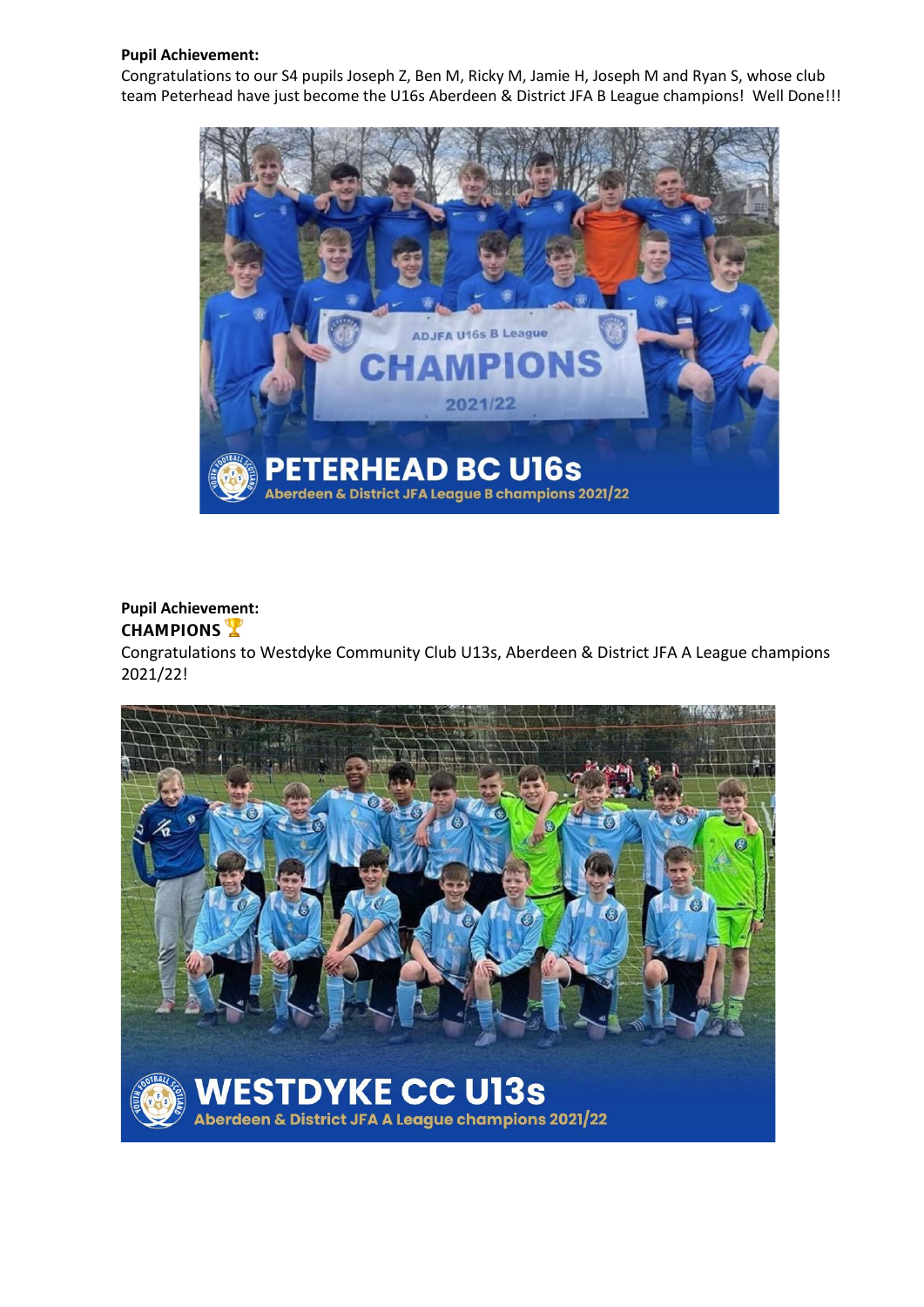**Pupil Achievement:**
Congratulations to our S4 pupils Joseph Z, Ben M, Ricky M, Jamie H, Joseph M and Ryan S, whose club team Peterhead have just become the U16s Aberdeen & District JFA B League champions! Well Done!!!

**Pupil Achievement:**
**CHAMPIONS** 🏆
Congratulations to Westdyke Community Club U13s, Aberdeen & District JFA A League champions 2021/22!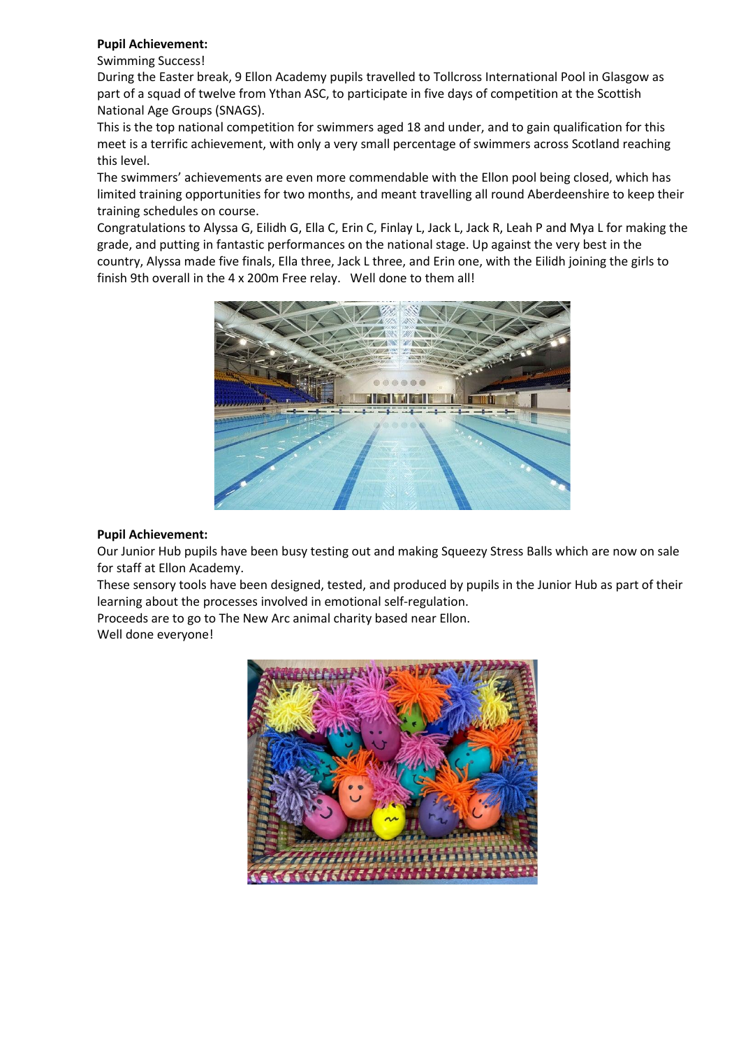**Pupil Achievement:**

Swimming Success!

During the Easter break, 9 Ellon Academy pupils travelled to Tollcross International Pool in Glasgow as part of a squad of twelve from Ythan ASC, to participate in five days of competition at the Scottish National Age Groups (SNAGS).

This is the top national competition for swimmers aged 18 and under, and to gain qualification for this meet is a terrific achievement, with only a very small percentage of swimmers across Scotland reaching this level.

The swimmers' achievements are even more commendable with the Ellon pool being closed, which has limited training opportunities for two months, and meant travelling all round Aberdeenshire to keep their training schedules on course.

Congratulations to Alyssa G, Eilidh G, Ella C, Erin C, Finlay L, Jack L, Jack R, Leah P and Mya L for making the grade, and putting in fantastic performances on the national stage. Up against the very best in the country, Alyssa made five finals, Ella three, Jack L three, and Erin one, with the Eilidh joining the girls to finish 9th overall in the 4 x 200m Free relay. Well done to them all!

**Pupil Achievement:**

Our Junior Hub pupils have been busy testing out and making Squeezy Stress Balls which are now on sale for staff at Ellon Academy.

These sensory tools have been designed, tested, and produced by pupils in the Junior Hub as part of their learning about the processes involved in emotional self-regulation.

Proceeds are to go to The New Arc animal charity based near Ellon.

Well done everyone!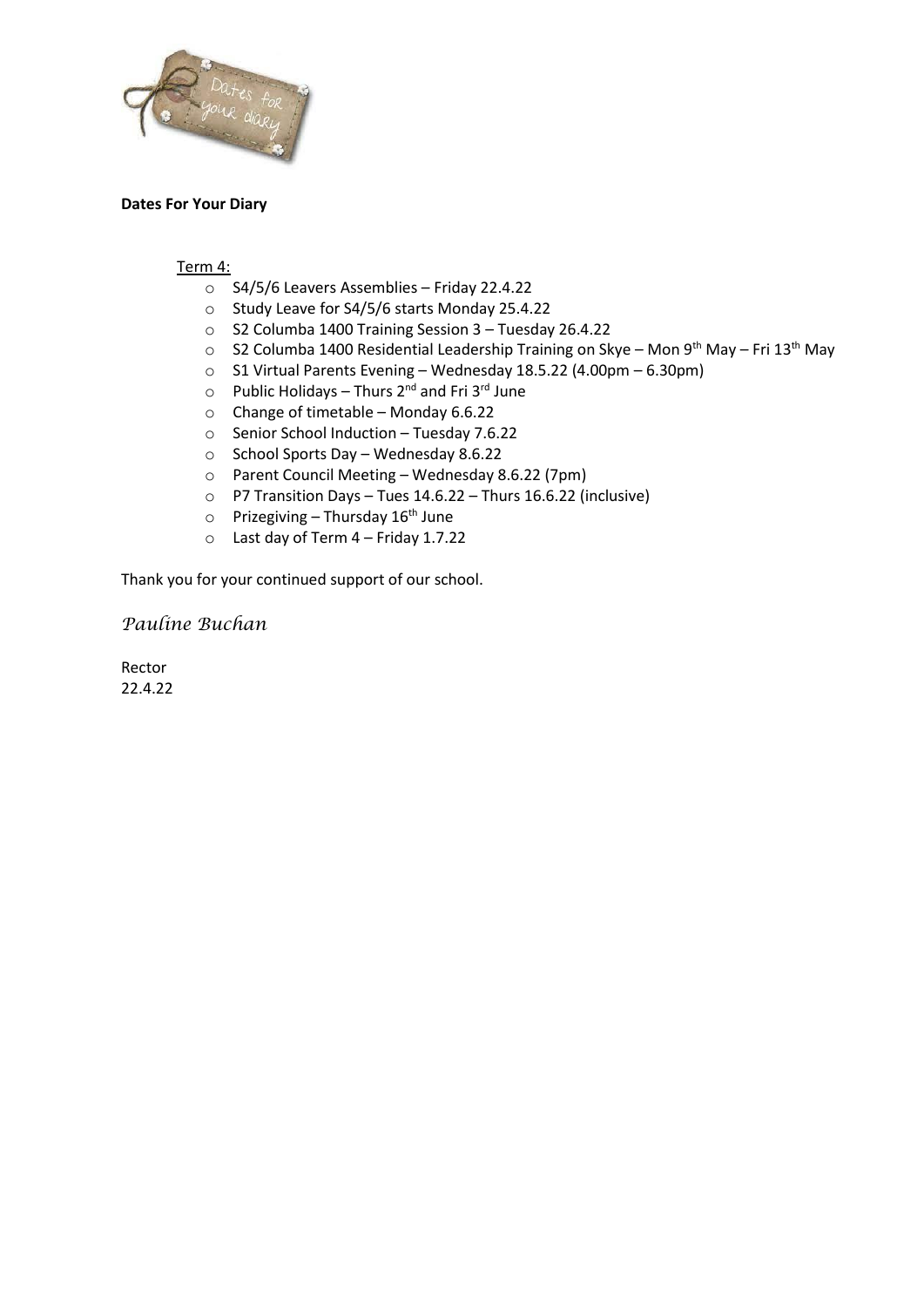**Dates For Your Diary**

Term 4:

- S4/5/6 Leavers Assemblies – Friday 22.4.22
- Study Leave for S4/5/6 starts Monday 25.4.22
- S2 Columba 1400 Training Session 3 – Tuesday 26.4.22
- S2 Columba 1400 Residential Leadership Training on Skye – Mon 9th May – Fri 13th May
- S1 Virtual Parents Evening – Wednesday 18.5.22 (4.00pm – 6.30pm)
- Public Holidays – Thurs 2nd and Fri 3rd June
- Change of timetable – Monday 6.6.22
- Senior School Induction – Tuesday 7.6.22
- School Sports Day – Wednesday 8.6.22
- Parent Council Meeting – Wednesday 8.6.22 (7pm)
- P7 Transition Days – Tues 14.6.22 – Thurs 16.6.22 (inclusive)
- Prizegiving – Thursday 16th June
- Last day of Term 4 – Friday 1.7.22

Thank you for your continued support of our school.

*Pauline Buchan*

Rector
22.4.22